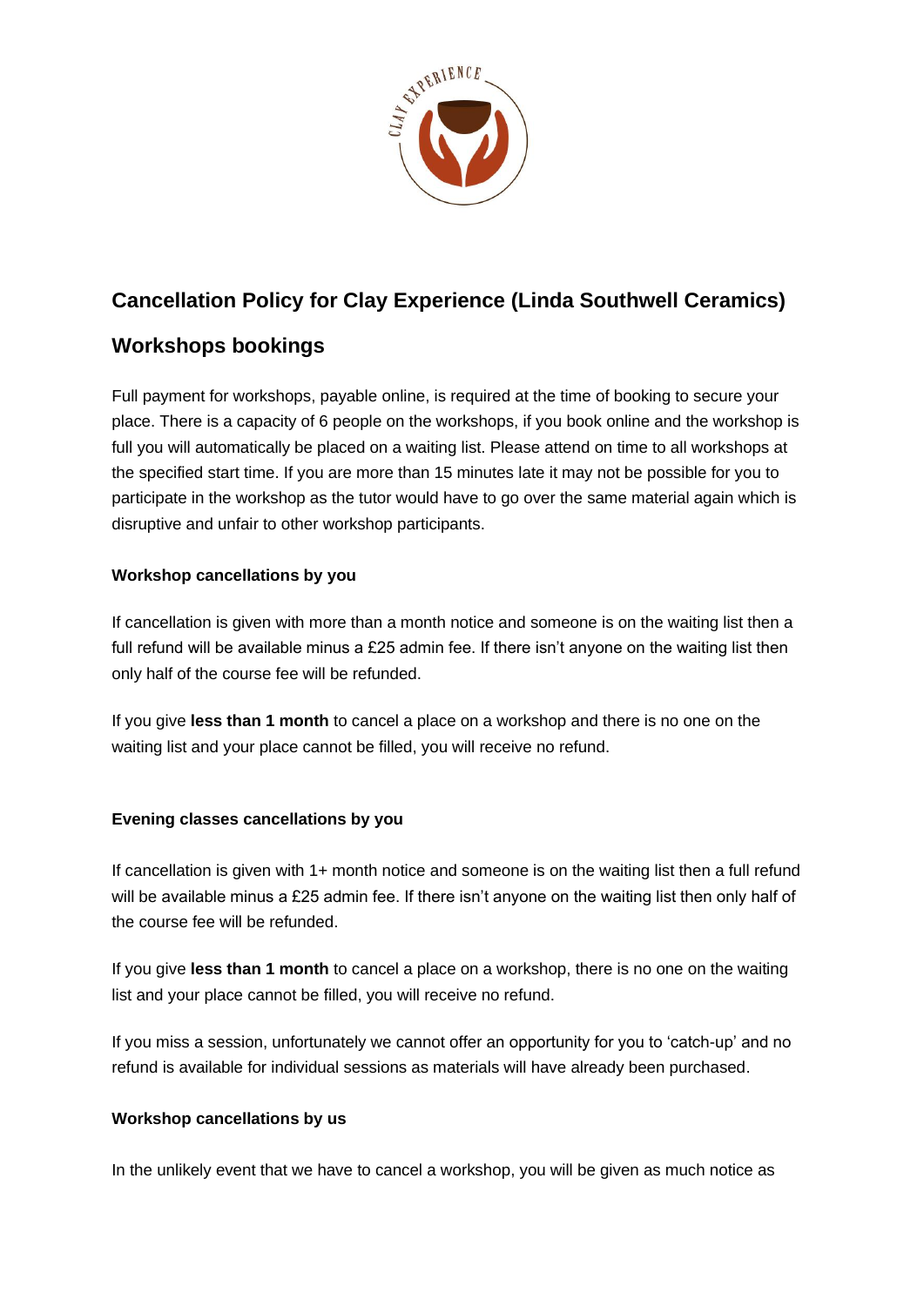# Cancellation Policy for Clay Experience (Linda Southwell Ceramics)

## Workshops bookings

Full payment for workshops, payable online, is required at the time of booking to secure your place. There is a capacity of 6 people on the workshops, if you book online and the workshop is full you will automatically be placed on a waiting list. Please attend on time to all workshops at the specified start time. If you are more than 15 minutes late it may not be possible for you to participate in the workshop as the tutor would have to go over the same material again which is disruptive and unfair to other workshop participants.

### Workshop cancellations by you

If cancellation is given with more than a month notice and someone is on the waiting list then a full refund will be available minus a £25 admin fee. If there isn't anyone on the waiting list then only half of the course fee will be refunded.

If you give **less than 1 month** to cancel a place on a workshop and there is no one on the waiting list and your place cannot be filled, you will receive no refund.

### Evening classes cancellations by you

If cancellation is given with 1+ month notice and someone is on the waiting list then a full refund will be available minus a £25 admin fee. If there isn't anyone on the waiting list then only half of the course fee will be refunded.

If you give **less than 1 month** to cancel a place on a workshop, there is no one on the waiting list and your place cannot be filled, you will receive no refund.

If you miss a session, unfortunately we cannot offer an opportunity for you to 'catch-up' and no refund is available for individual sessions as materials will have already been purchased.

### Workshop cancellations by us

In the unlikely event that we have to cancel a workshop, you will be given as much notice as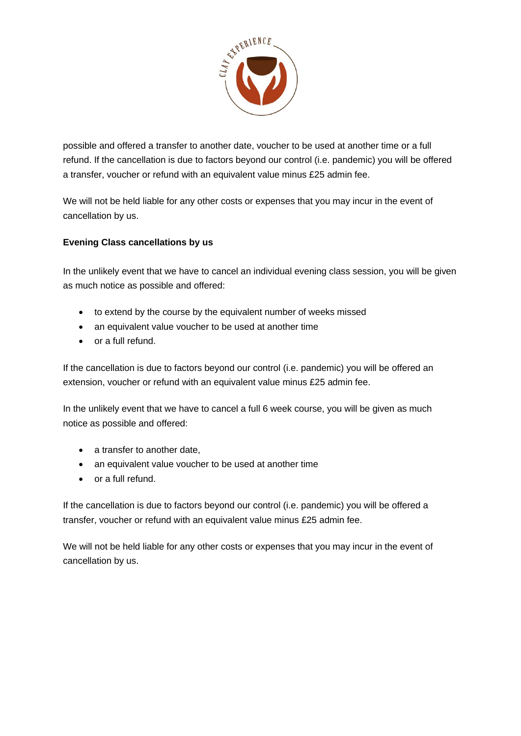possible and offered a transfer to another date, voucher to be used at another time or a full refund. If the cancellation is due to factors beyond our control (i.e. pandemic) you will be offered a transfer, voucher or refund with an equivalent value minus £25 admin fee.

We will not be held liable for any other costs or expenses that you may incur in the event of cancellation by us.

**Evening Class cancellations by us**

In the unlikely event that we have to cancel an individual evening class session, you will be given as much notice as possible and offered:

- to extend by the course by the equivalent number of weeks missed
- an equivalent value voucher to be used at another time
- or a full refund.

If the cancellation is due to factors beyond our control (i.e. pandemic) you will be offered an extension, voucher or refund with an equivalent value minus £25 admin fee.

In the unlikely event that we have to cancel a full 6 week course, you will be given as much notice as possible and offered:

- a transfer to another date,
- an equivalent value voucher to be used at another time
- or a full refund.

If the cancellation is due to factors beyond our control (i.e. pandemic) you will be offered a transfer, voucher or refund with an equivalent value minus £25 admin fee.

We will not be held liable for any other costs or expenses that you may incur in the event of cancellation by us.